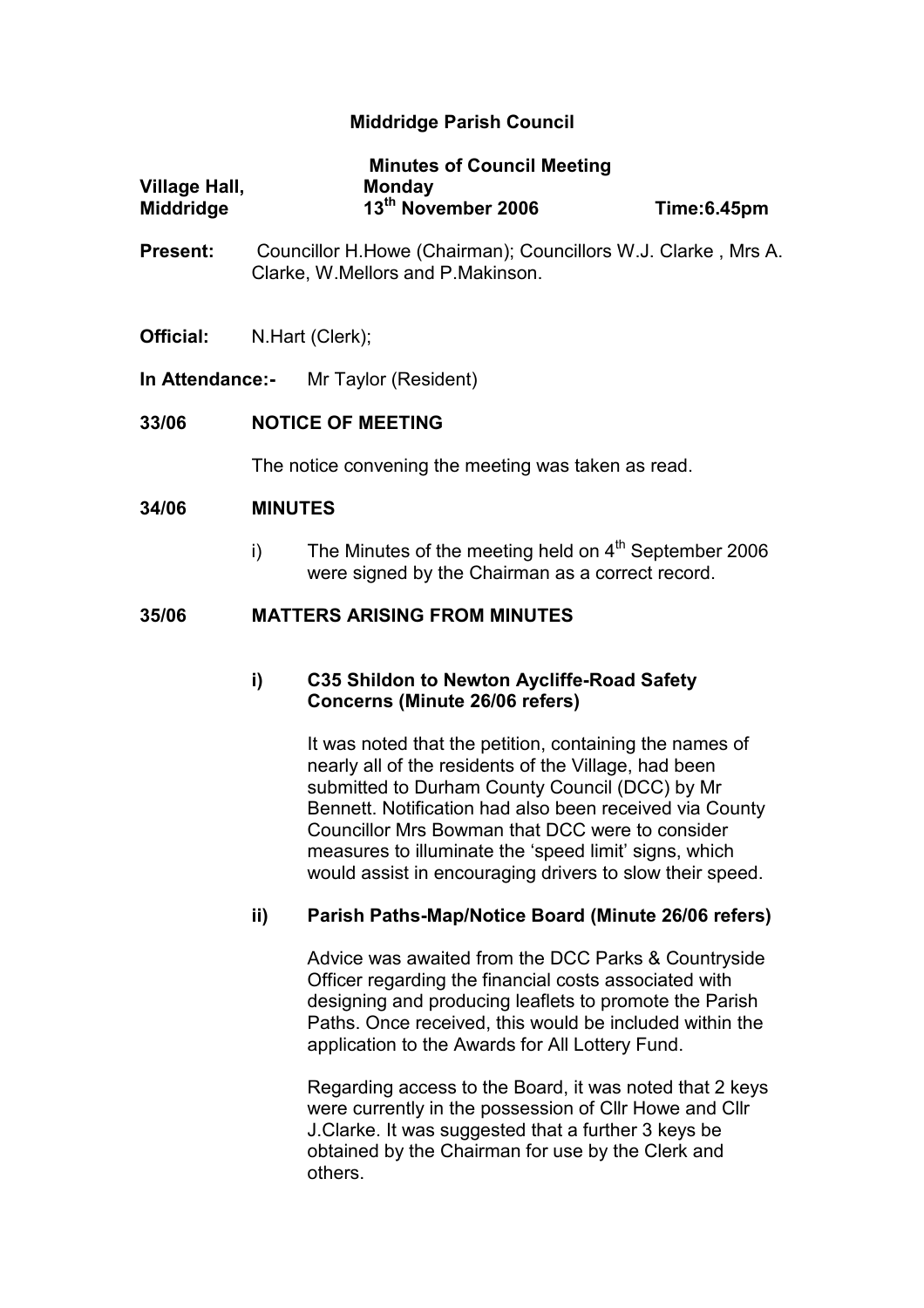# Middridge Parish Council

**Minutes of Council Meeting**

**Village Hall, Middridge** | **Monday 13th November 2006** | **Time:6.45pm**

**Present:** Councillor H.Howe (Chairman); Councillors W.J. Clarke , Mrs A. Clarke, W.Mellors and P.Makinson.

**Official:** N.Hart (Clerk);

**In Attendance:-** Mr Taylor (Resident)

## 33/06 NOTICE OF MEETING

The notice convening the meeting was taken as read.

## 34/06 MINUTES

i) The Minutes of the meeting held on 4th September 2006 were signed by the Chairman as a correct record.

## 35/06 MATTERS ARISING FROM MINUTES

### i) C35 Shildon to Newton Aycliffe-Road Safety Concerns (Minute 26/06 refers)

It was noted that the petition, containing the names of nearly all of the residents of the Village, had been submitted to Durham County Council (DCC) by Mr Bennett. Notification had also been received via County Councillor Mrs Bowman that DCC were to consider measures to illuminate the 'speed limit' signs, which would assist in encouraging drivers to slow their speed.

### ii) Parish Paths-Map/Notice Board (Minute 26/06 refers)

Advice was awaited from the DCC Parks & Countryside Officer regarding the financial costs associated with designing and producing leaflets to promote the Parish Paths. Once received, this would be included within the application to the Awards for All Lottery Fund.

Regarding access to the Board, it was noted that 2 keys were currently in the possession of Cllr Howe and Cllr J.Clarke. It was suggested that a further 3 keys be obtained by the Chairman for use by the Clerk and others.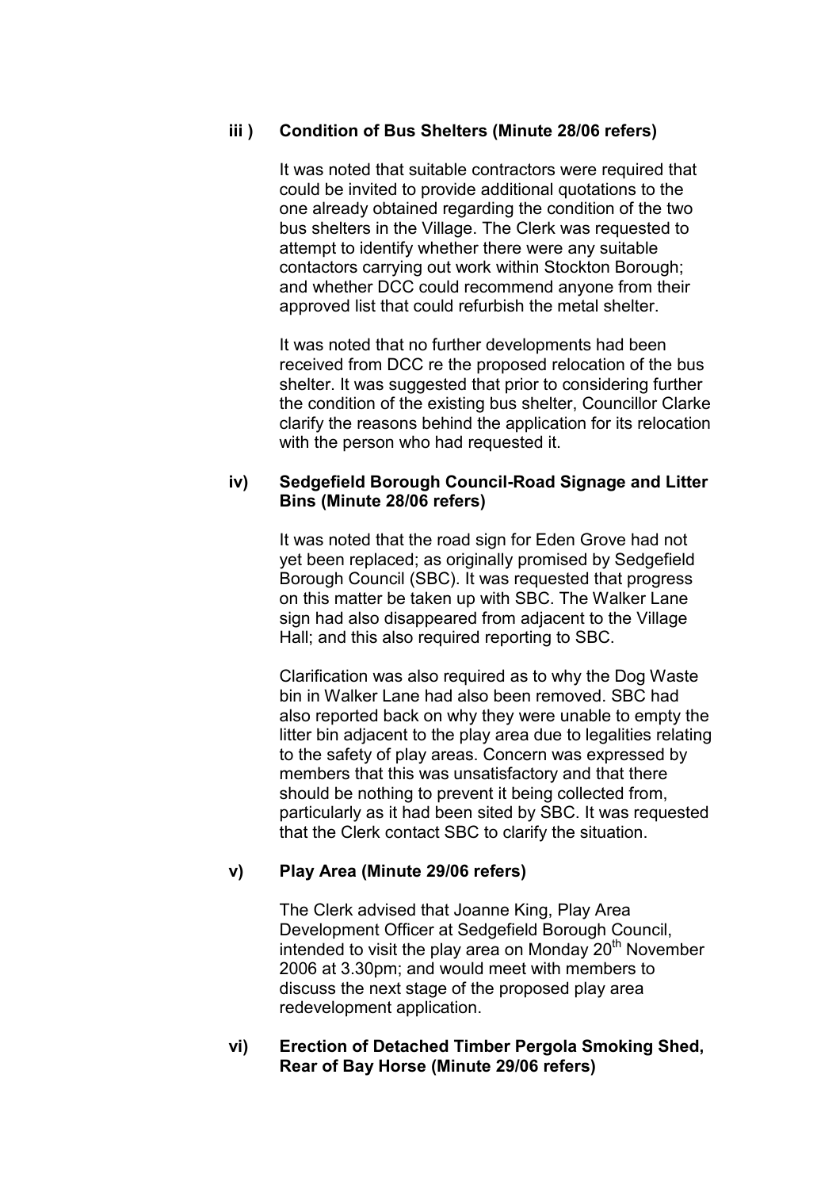### iii ) Condition of Bus Shelters (Minute 28/06 refers)

It was noted that suitable contractors were required that could be invited to provide additional quotations to the one already obtained regarding the condition of the two bus shelters in the Village. The Clerk was requested to attempt to identify whether there were any suitable contactors carrying out work within Stockton Borough; and whether DCC could recommend anyone from their approved list that could refurbish the metal shelter.

It was noted that no further developments had been received from DCC re the proposed relocation of the bus shelter. It was suggested that prior to considering further the condition of the existing bus shelter, Councillor Clarke clarify the reasons behind the application for its relocation with the person who had requested it.

### iv) Sedgefield Borough Council-Road Signage and Litter Bins (Minute 28/06 refers)

It was noted that the road sign for Eden Grove had not yet been replaced; as originally promised by Sedgefield Borough Council (SBC). It was requested that progress on this matter be taken up with SBC. The Walker Lane sign had also disappeared from adjacent to the Village Hall; and this also required reporting to SBC.

Clarification was also required as to why the Dog Waste bin in Walker Lane had also been removed. SBC had also reported back on why they were unable to empty the litter bin adjacent to the play area due to legalities relating to the safety of play areas. Concern was expressed by members that this was unsatisfactory and that there should be nothing to prevent it being collected from, particularly as it had been sited by SBC. It was requested that the Clerk contact SBC to clarify the situation.

### v) Play Area (Minute 29/06 refers)

The Clerk advised that Joanne King, Play Area Development Officer at Sedgefield Borough Council, intended to visit the play area on Monday 20th November 2006 at 3.30pm; and would meet with members to discuss the next stage of the proposed play area redevelopment application.

### vi) Erection of Detached Timber Pergola Smoking Shed, Rear of Bay Horse (Minute 29/06 refers)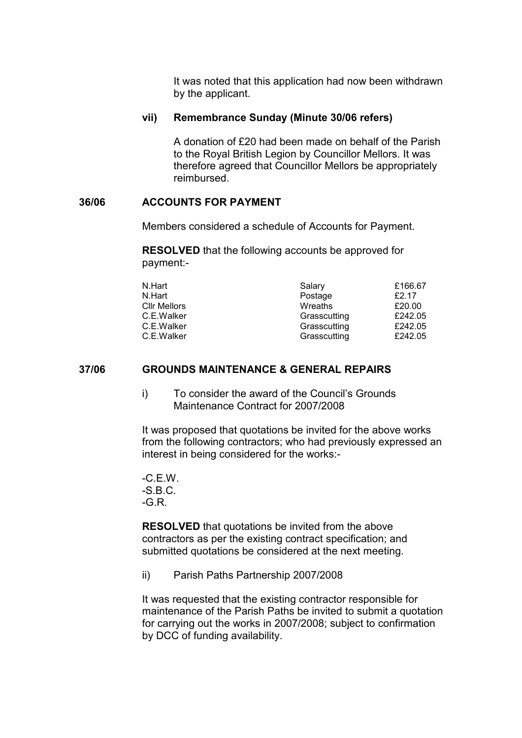It was noted that this application had now been withdrawn by the applicant.

**vii) Remembrance Sunday (Minute 30/06 refers)**

A donation of £20 had been made on behalf of the Parish to the Royal British Legion by Councillor Mellors. It was therefore agreed that Councillor Mellors be appropriately reimbursed.

## 36/06 ACCOUNTS FOR PAYMENT

Members considered a schedule of Accounts for Payment.

**RESOLVED** that the following accounts be approved for payment:-

| | | |
|---|---|---|
| N.Hart | Salary | £166.67 |
| N.Hart | Postage | £2.17 |
| Cllr Mellors | Wreaths | £20.00 |
| C.E.Walker | Grasscutting | £242.05 |
| C.E.Walker | Grasscutting | £242.05 |
| C.E.Walker | Grasscutting | £242.05 |

## 37/06 GROUNDS MAINTENANCE & GENERAL REPAIRS

i) To consider the award of the Council's Grounds Maintenance Contract for 2007/2008

It was proposed that quotations be invited for the above works from the following contractors; who had previously expressed an interest in being considered for the works:-

-C.E.W.
-S.B.C.
-G.R.

**RESOLVED** that quotations be invited from the above contractors as per the existing contract specification; and submitted quotations be considered at the next meeting.

ii) Parish Paths Partnership 2007/2008

It was requested that the existing contractor responsible for maintenance of the Parish Paths be invited to submit a quotation for carrying out the works in 2007/2008; subject to confirmation by DCC of funding availability.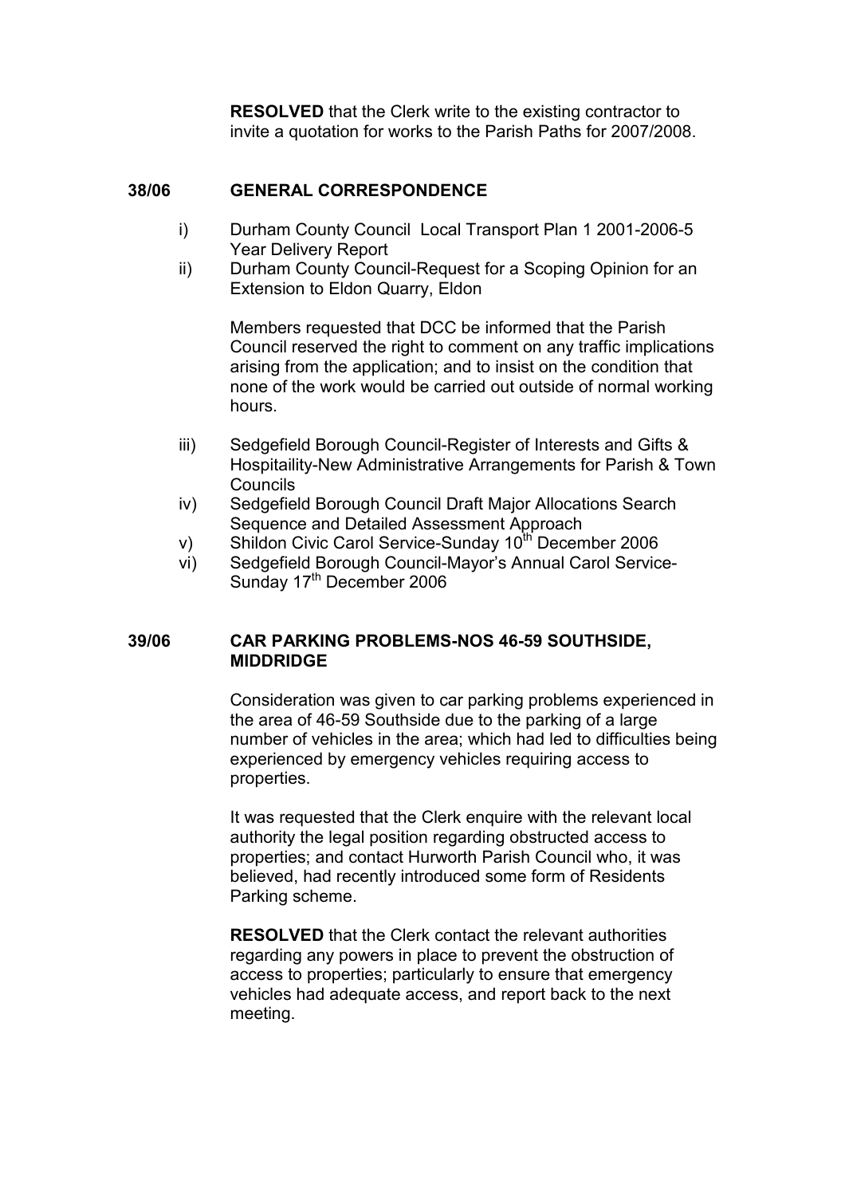**RESOLVED** that the Clerk write to the existing contractor to invite a quotation for works to the Parish Paths for 2007/2008.

## 38/06 GENERAL CORRESPONDENCE

i) Durham County Council Local Transport Plan 1 2001-2006-5 Year Delivery Report

ii) Durham County Council-Request for a Scoping Opinion for an Extension to Eldon Quarry, Eldon

Members requested that DCC be informed that the Parish Council reserved the right to comment on any traffic implications arising from the application; and to insist on the condition that none of the work would be carried out outside of normal working hours.

iii) Sedgefield Borough Council-Register of Interests and Gifts & Hospitaility-New Administrative Arrangements for Parish & Town Councils

iv) Sedgefield Borough Council Draft Major Allocations Search Sequence and Detailed Assessment Approach

v) Shildon Civic Carol Service-Sunday 10th December 2006

vi) Sedgefield Borough Council-Mayor's Annual Carol Service-Sunday 17th December 2006

## 39/06 CAR PARKING PROBLEMS-NOS 46-59 SOUTHSIDE, MIDDRIDGE

Consideration was given to car parking problems experienced in the area of 46-59 Southside due to the parking of a large number of vehicles in the area; which had led to difficulties being experienced by emergency vehicles requiring access to properties.

It was requested that the Clerk enquire with the relevant local authority the legal position regarding obstructed access to properties; and contact Hurworth Parish Council who, it was believed, had recently introduced some form of Residents Parking scheme.

**RESOLVED** that the Clerk contact the relevant authorities regarding any powers in place to prevent the obstruction of access to properties; particularly to ensure that emergency vehicles had adequate access, and report back to the next meeting.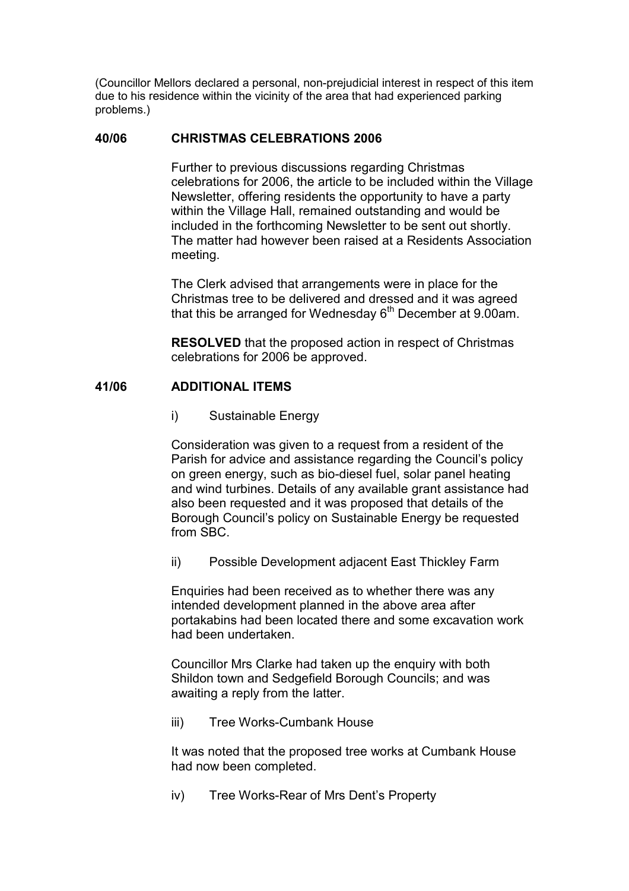(Councillor Mellors declared a personal, non-prejudicial interest in respect of this item due to his residence within the vicinity of the area that had experienced parking problems.)

## 40/06 CHRISTMAS CELEBRATIONS 2006

Further to previous discussions regarding Christmas celebrations for 2006, the article to be included within the Village Newsletter, offering residents the opportunity to have a party within the Village Hall, remained outstanding and would be included in the forthcoming Newsletter to be sent out shortly. The matter had however been raised at a Residents Association meeting.

The Clerk advised that arrangements were in place for the Christmas tree to be delivered and dressed and it was agreed that this be arranged for Wednesday 6th December at 9.00am.

**RESOLVED** that the proposed action in respect of Christmas celebrations for 2006 be approved.

## 41/06 ADDITIONAL ITEMS

i) Sustainable Energy

Consideration was given to a request from a resident of the Parish for advice and assistance regarding the Council's policy on green energy, such as bio-diesel fuel, solar panel heating and wind turbines. Details of any available grant assistance had also been requested and it was proposed that details of the Borough Council's policy on Sustainable Energy be requested from SBC.

ii) Possible Development adjacent East Thickley Farm

Enquiries had been received as to whether there was any intended development planned in the above area after portakabins had been located there and some excavation work had been undertaken.

Councillor Mrs Clarke had taken up the enquiry with both Shildon town and Sedgefield Borough Councils; and was awaiting a reply from the latter.

iii) Tree Works-Cumbank House

It was noted that the proposed tree works at Cumbank House had now been completed.

iv) Tree Works-Rear of Mrs Dent's Property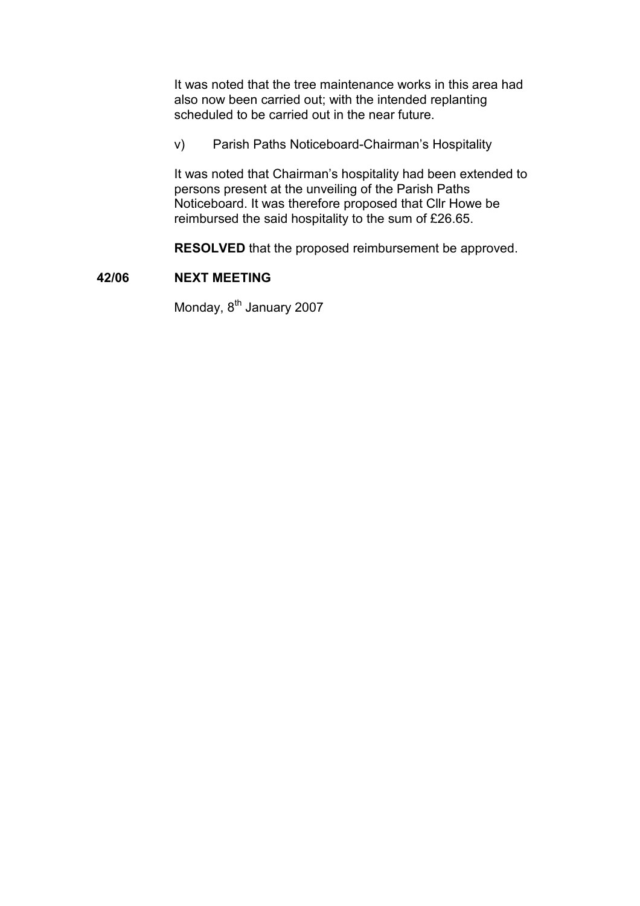It was noted that the tree maintenance works in this area had also now been carried out; with the intended replanting scheduled to be carried out in the near future.

v) Parish Paths Noticeboard-Chairman's Hospitality

It was noted that Chairman's hospitality had been extended to persons present at the unveiling of the Parish Paths Noticeboard. It was therefore proposed that Cllr Howe be reimbursed the said hospitality to the sum of £26.65.

**RESOLVED** that the proposed reimbursement be approved.

**42/06 NEXT MEETING**

Monday, 8th January 2007